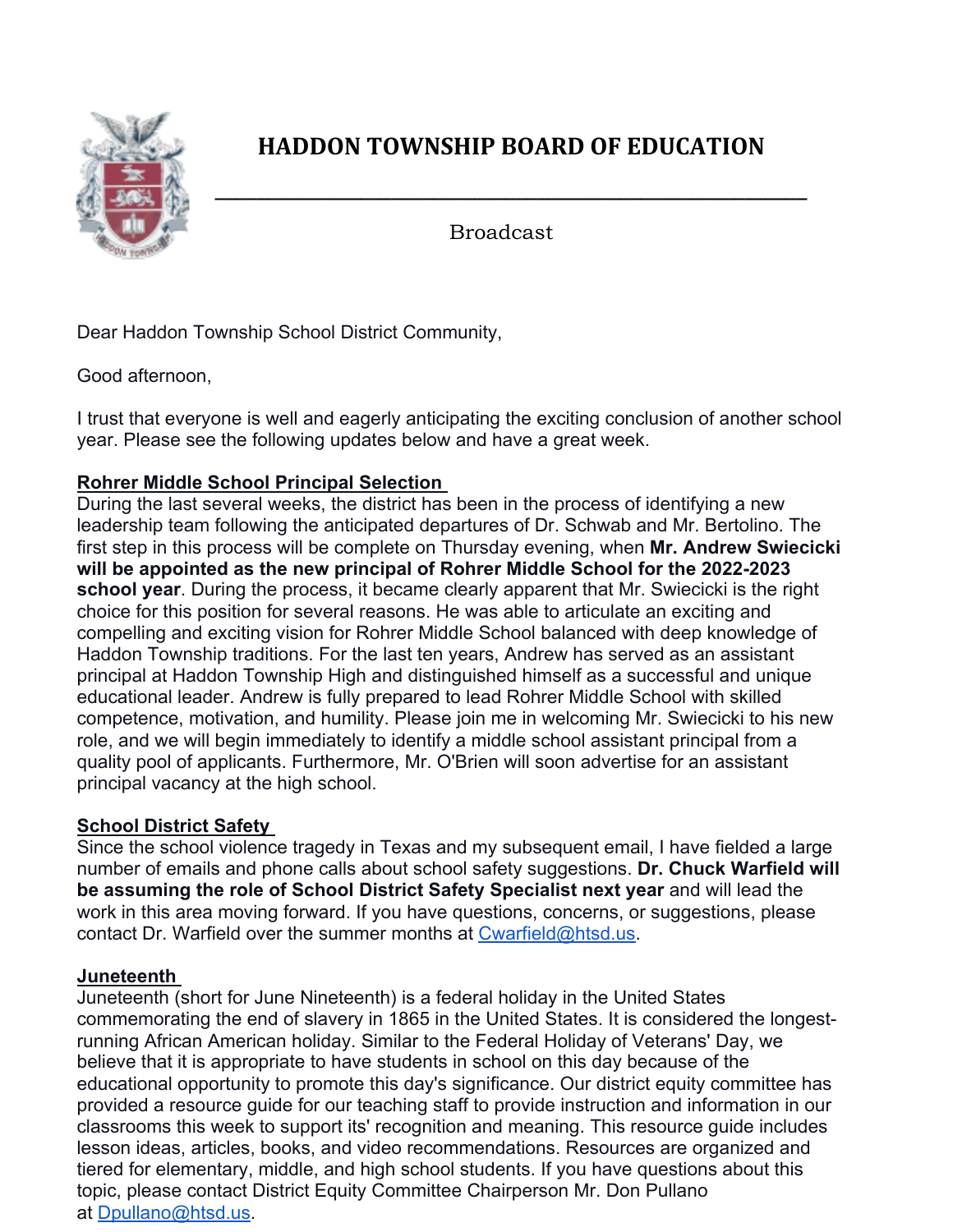# HADDON TOWNSHIP BOARD OF EDUCATION

Broadcast

Dear Haddon Township School District Community,

Good afternoon,

I trust that everyone is well and eagerly anticipating the exciting conclusion of another school year. Please see the following updates below and have a great week.

**Rohrer Middle School Principal Selection**

During the last several weeks, the district has been in the process of identifying a new leadership team following the anticipated departures of Dr. Schwab and Mr. Bertolino. The first step in this process will be complete on Thursday evening, when **Mr. Andrew Swiecicki will be appointed as the new principal of Rohrer Middle School for the 2022-2023 school year**. During the process, it became clearly apparent that Mr. Swiecicki is the right choice for this position for several reasons. He was able to articulate an exciting and compelling and exciting vision for Rohrer Middle School balanced with deep knowledge of Haddon Township traditions. For the last ten years, Andrew has served as an assistant principal at Haddon Township High and distinguished himself as a successful and unique educational leader. Andrew is fully prepared to lead Rohrer Middle School with skilled competence, motivation, and humility. Please join me in welcoming Mr. Swiecicki to his new role, and we will begin immediately to identify a middle school assistant principal from a quality pool of applicants. Furthermore, Mr. O'Brien will soon advertise for an assistant principal vacancy at the high school.

**School District Safety**

Since the school violence tragedy in Texas and my subsequent email, I have fielded a large number of emails and phone calls about school safety suggestions. **Dr. Chuck Warfield will be assuming the role of School District Safety Specialist next year** and will lead the work in this area moving forward. If you have questions, concerns, or suggestions, please contact Dr. Warfield over the summer months at Cwarfield@htsd.us.

**Juneteenth**

Juneteenth (short for June Nineteenth) is a federal holiday in the United States commemorating the end of slavery in 1865 in the United States. It is considered the longest-running African American holiday. Similar to the Federal Holiday of Veterans' Day, we believe that it is appropriate to have students in school on this day because of the educational opportunity to promote this day's significance. Our district equity committee has provided a resource guide for our teaching staff to provide instruction and information in our classrooms this week to support its' recognition and meaning. This resource guide includes lesson ideas, articles, books, and video recommendations. Resources are organized and tiered for elementary, middle, and high school students. If you have questions about this topic, please contact District Equity Committee Chairperson Mr. Don Pullano at Dpullano@htsd.us.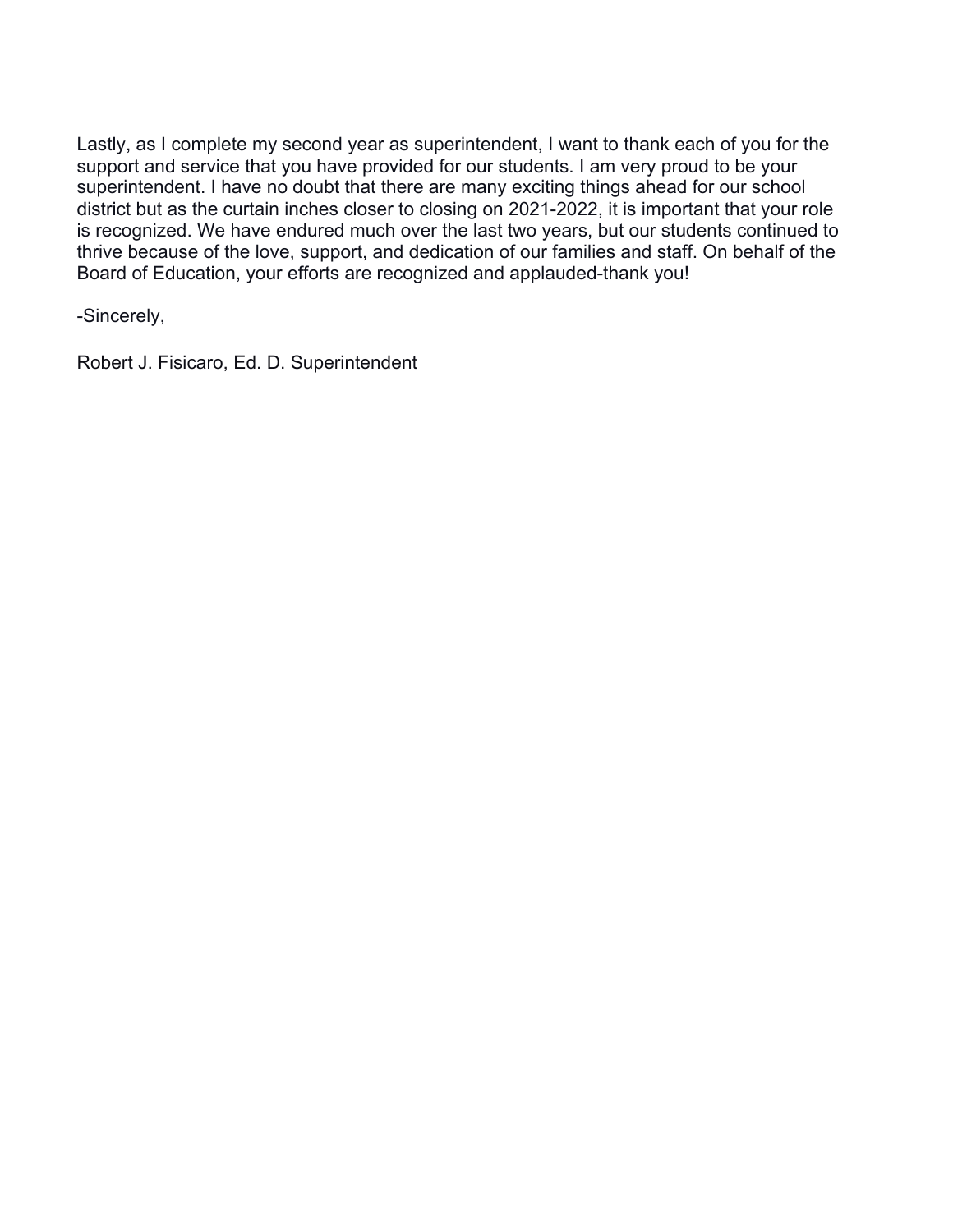Lastly, as I complete my second year as superintendent, I want to thank each of you for the support and service that you have provided for our students. I am very proud to be your superintendent. I have no doubt that there are many exciting things ahead for our school district but as the curtain inches closer to closing on 2021-2022, it is important that your role is recognized. We have endured much over the last two years, but our students continued to thrive because of the love, support, and dedication of our families and staff. On behalf of the Board of Education, your efforts are recognized and applauded-thank you!

-Sincerely,

Robert J. Fisicaro, Ed. D. Superintendent